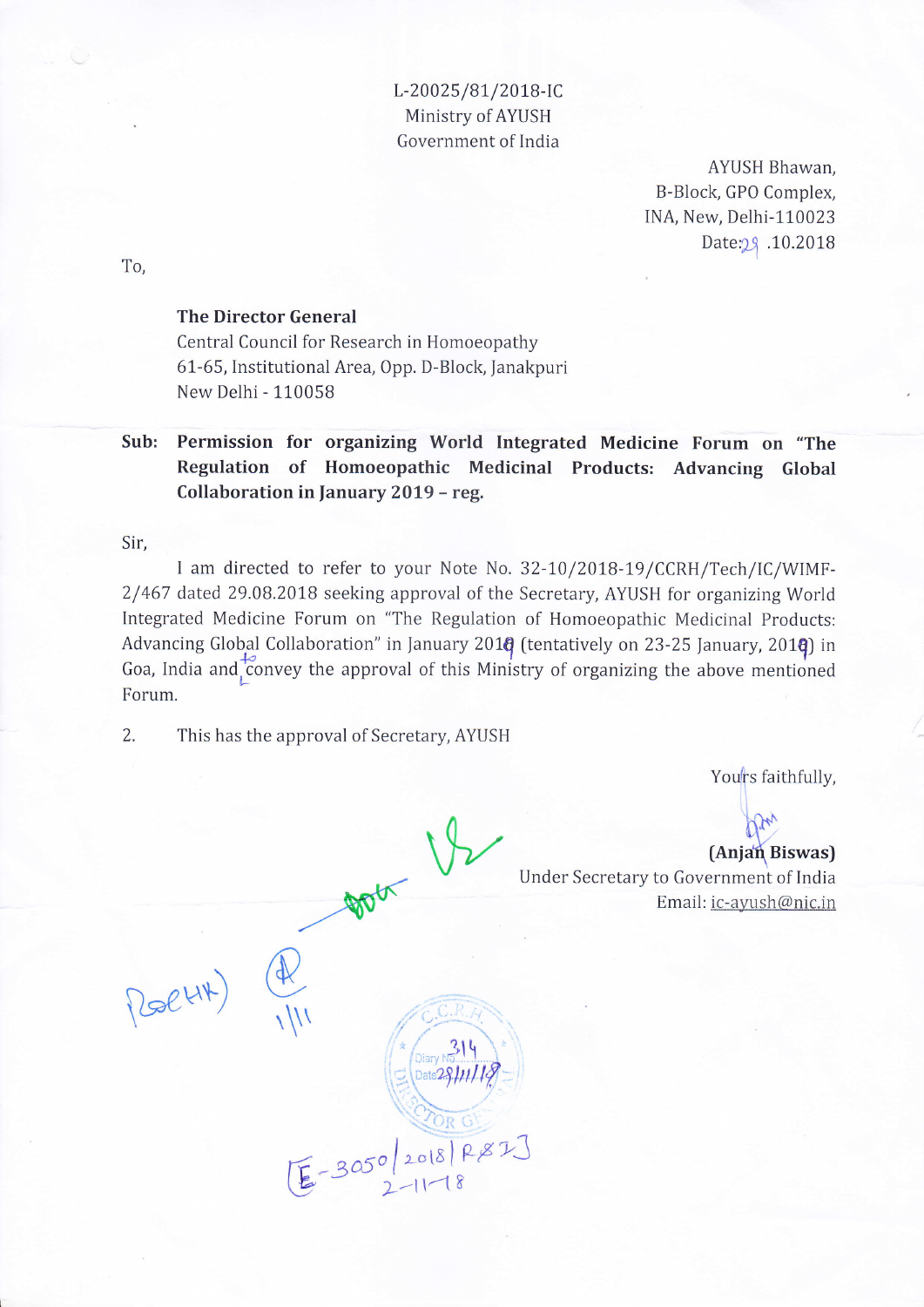L-20025/81/2018-IC
Ministry of AYUSH
Government of India

AYUSH Bhawan,
B-Block, GPO Complex,
INA, New, Delhi-110023
Date: 29 .10.2018

To,

**The Director General**
Central Council for Research in Homoeopathy
61-65, Institutional Area, Opp. D-Block, Janakpuri
New Delhi - 110058

**Sub: Permission for organizing World Integrated Medicine Forum on "The Regulation of Homoeopathic Medicinal Products: Advancing Global Collaboration in January 2019 – reg.**

Sir,

I am directed to refer to your Note No. 32-10/2018-19/CCRH/Tech/IC/WIMF-2/467 dated 29.08.2018 seeking approval of the Secretary, AYUSH for organizing World Integrated Medicine Forum on "The Regulation of Homoeopathic Medicinal Products: Advancing Global Collaboration" in January 2019 (tentatively on 23-25 January, 2019) in Goa, India and to convey the approval of this Ministry of organizing the above mentioned Forum.

2. This has the approval of Secretary, AYUSH

Yours faithfully,

**(Anjan Biswas)**
Under Secretary to Government of India
Email: ic-ayush@nic.in

Diary No. 314
Date 28/11/18

E-3050/2018/R&D
2-11-18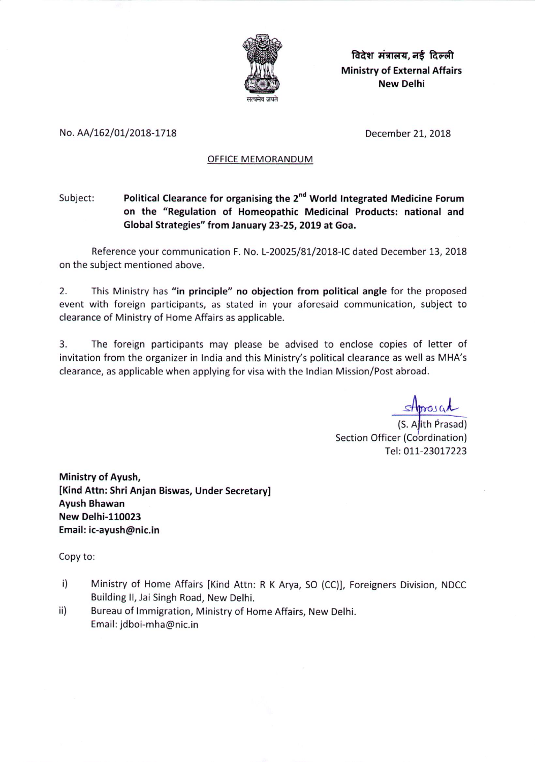विदेश मंत्रालय, नई दिल्ली
**Ministry of External Affairs**
**New Delhi**

No. AA/162/01/2018-1718

December 21, 2018

OFFICE MEMORANDUM

Subject: **Political Clearance for organising the 2nd World Integrated Medicine Forum on the "Regulation of Homeopathic Medicinal Products: national and Global Strategies" from January 23-25, 2019 at Goa.**

Reference your communication F. No. L-20025/81/2018-IC dated December 13, 2018 on the subject mentioned above.

2. This Ministry has **"in principle" no objection from political angle** for the proposed event with foreign participants, as stated in your aforesaid communication, subject to clearance of Ministry of Home Affairs as applicable.

3. The foreign participants may please be advised to enclose copies of letter of invitation from the organizer in India and this Ministry's political clearance as well as MHA's clearance, as applicable when applying for visa with the Indian Mission/Post abroad.

(S. Ajith Prasad)
Section Officer (Coordination)
Tel: 011-23017223

**Ministry of Ayush,**
**[Kind Attn: Shri Anjan Biswas, Under Secretary]**
**Ayush Bhawan**
**New Delhi-110023**
**Email: ic-ayush@nic.in**

Copy to:

i) Ministry of Home Affairs [Kind Attn: R K Arya, SO (CC)], Foreigners Division, NDCC Building II, Jai Singh Road, New Delhi.

ii) Bureau of Immigration, Ministry of Home Affairs, New Delhi. Email: jdboi-mha@nic.in